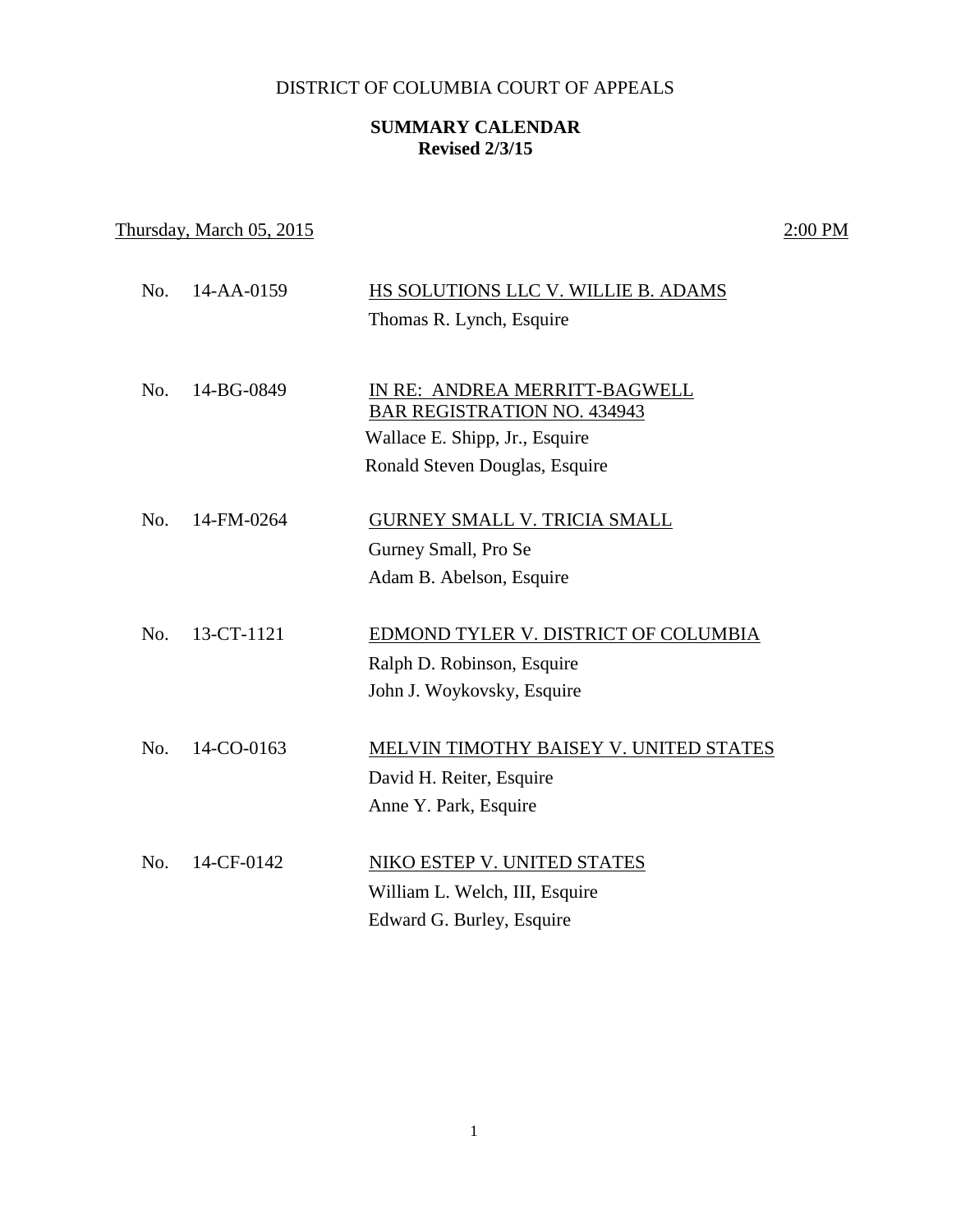DISTRICT OF COLUMBIA COURT OF APPEALS

**SUMMARY CALENDAR**
**Revised 2/3/15**

Thursday, March 05, 2015 — 2:00 PM

| No. | Case Number | Case / Counsel |
|---|---|---|
| No. | 14-AA-0159 | HS SOLUTIONS LLC V. WILLIE B. ADAMS<br>Thomas R. Lynch, Esquire |
| No. | 14-BG-0849 | IN RE: ANDREA MERRITT-BAGWELL<br>BAR REGISTRATION NO. 434943<br>Wallace E. Shipp, Jr., Esquire<br>Ronald Steven Douglas, Esquire |
| No. | 14-FM-0264 | GURNEY SMALL V. TRICIA SMALL<br>Gurney Small, Pro Se<br>Adam B. Abelson, Esquire |
| No. | 13-CT-1121 | EDMOND TYLER V. DISTRICT OF COLUMBIA<br>Ralph D. Robinson, Esquire<br>John J. Woykovsky, Esquire |
| No. | 14-CO-0163 | MELVIN TIMOTHY BAISEY V. UNITED STATES<br>David H. Reiter, Esquire<br>Anne Y. Park, Esquire |
| No. | 14-CF-0142 | NIKO ESTEP V. UNITED STATES<br>William L. Welch, III, Esquire<br>Edward G. Burley, Esquire |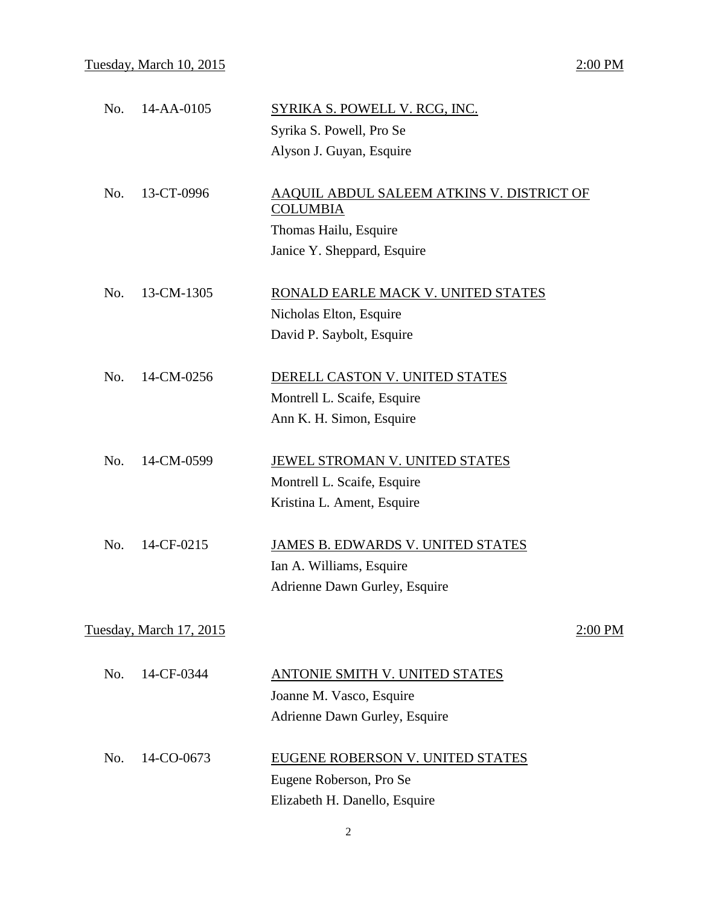Tuesday, March 10, 2015 2:00 PM

No. 14-AA-0105 — SYRIKA S. POWELL V. RCG, INC.
Syrika S. Powell, Pro Se
Alyson J. Guyan, Esquire

No. 13-CT-0996 — AAQUIL ABDUL SALEEM ATKINS V. DISTRICT OF COLUMBIA
Thomas Hailu, Esquire
Janice Y. Sheppard, Esquire

No. 13-CM-1305 — RONALD EARLE MACK V. UNITED STATES
Nicholas Elton, Esquire
David P. Saybolt, Esquire

No. 14-CM-0256 — DERELL CASTON V. UNITED STATES
Montrell L. Scaife, Esquire
Ann K. H. Simon, Esquire

No. 14-CM-0599 — JEWEL STROMAN V. UNITED STATES
Montrell L. Scaife, Esquire
Kristina L. Ament, Esquire

No. 14-CF-0215 — JAMES B. EDWARDS V. UNITED STATES
Ian A. Williams, Esquire
Adrienne Dawn Gurley, Esquire

Tuesday, March 17, 2015 2:00 PM

No. 14-CF-0344 — ANTONIE SMITH V. UNITED STATES
Joanne M. Vasco, Esquire
Adrienne Dawn Gurley, Esquire

No. 14-CO-0673 — EUGENE ROBERSON V. UNITED STATES
Eugene Roberson, Pro Se
Elizabeth H. Danello, Esquire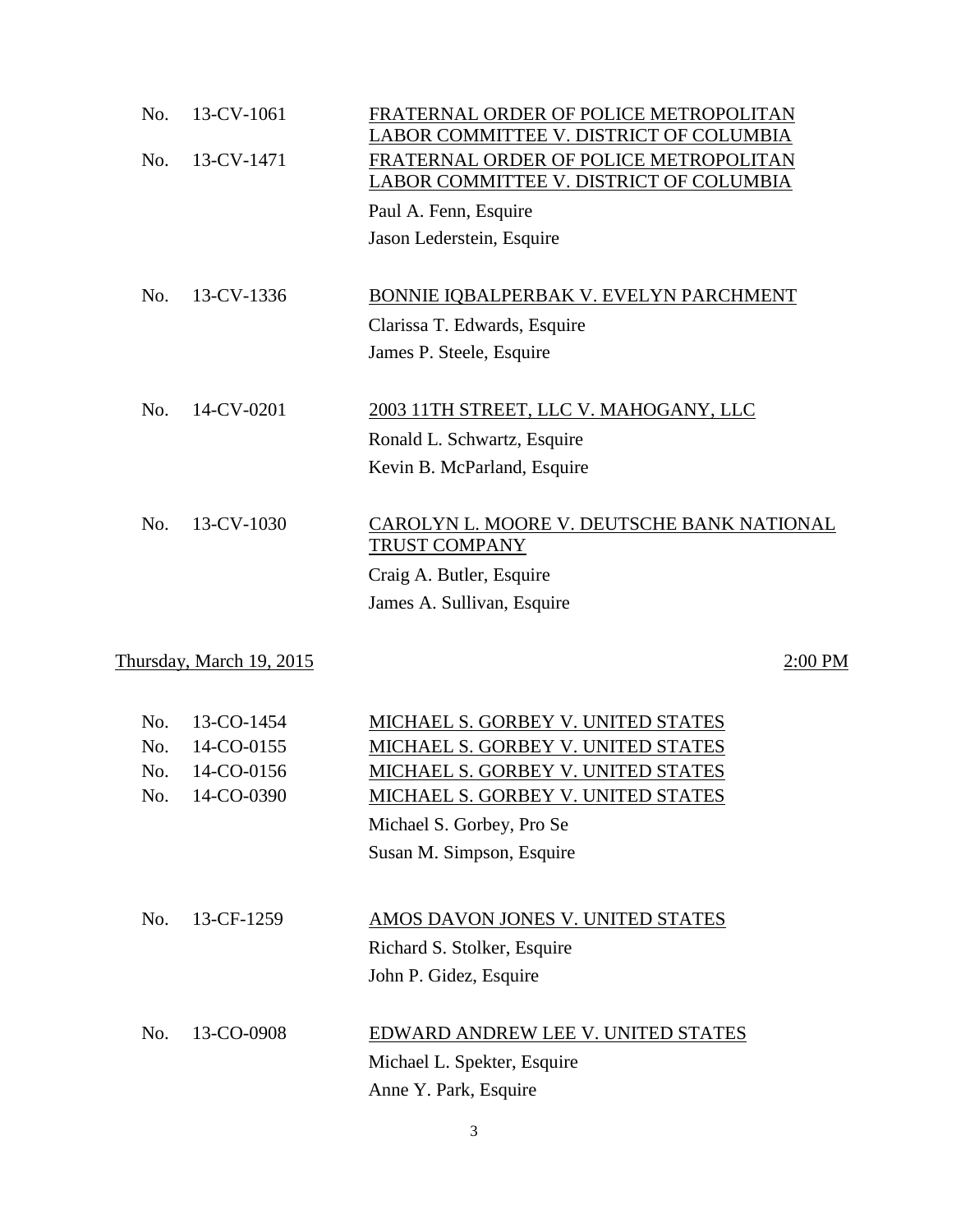No. 13-CV-1061 <u>FRATERNAL ORDER OF POLICE METROPOLITAN LABOR COMMITTEE V. DISTRICT OF COLUMBIA</u>
No. 13-CV-1471 <u>FRATERNAL ORDER OF POLICE METROPOLITAN LABOR COMMITTEE V. DISTRICT OF COLUMBIA</u>

Paul A. Fenn, Esquire
Jason Lederstein, Esquire

No. 13-CV-1336 <u>BONNIE IQBALPERBAK V. EVELYN PARCHMENT</u>

Clarissa T. Edwards, Esquire
James P. Steele, Esquire

No. 14-CV-0201 <u>2003 11TH STREET, LLC V. MAHOGANY, LLC</u>

Ronald L. Schwartz, Esquire
Kevin B. McParland, Esquire

No. 13-CV-1030 <u>CAROLYN L. MOORE V. DEUTSCHE BANK NATIONAL TRUST COMPANY</u>

Craig A. Butler, Esquire
James A. Sullivan, Esquire

<u>Thursday, March 19, 2015</u> <u>2:00 PM</u>

No. 13-CO-1454 <u>MICHAEL S. GORBEY V. UNITED STATES</u>
No. 14-CO-0155 <u>MICHAEL S. GORBEY V. UNITED STATES</u>
No. 14-CO-0156 <u>MICHAEL S. GORBEY V. UNITED STATES</u>
No. 14-CO-0390 <u>MICHAEL S. GORBEY V. UNITED STATES</u>

Michael S. Gorbey, Pro Se
Susan M. Simpson, Esquire

No. 13-CF-1259 <u>AMOS DAVON JONES V. UNITED STATES</u>

Richard S. Stolker, Esquire
John P. Gidez, Esquire

No. 13-CO-0908 <u>EDWARD ANDREW LEE V. UNITED STATES</u>

Michael L. Spekter, Esquire
Anne Y. Park, Esquire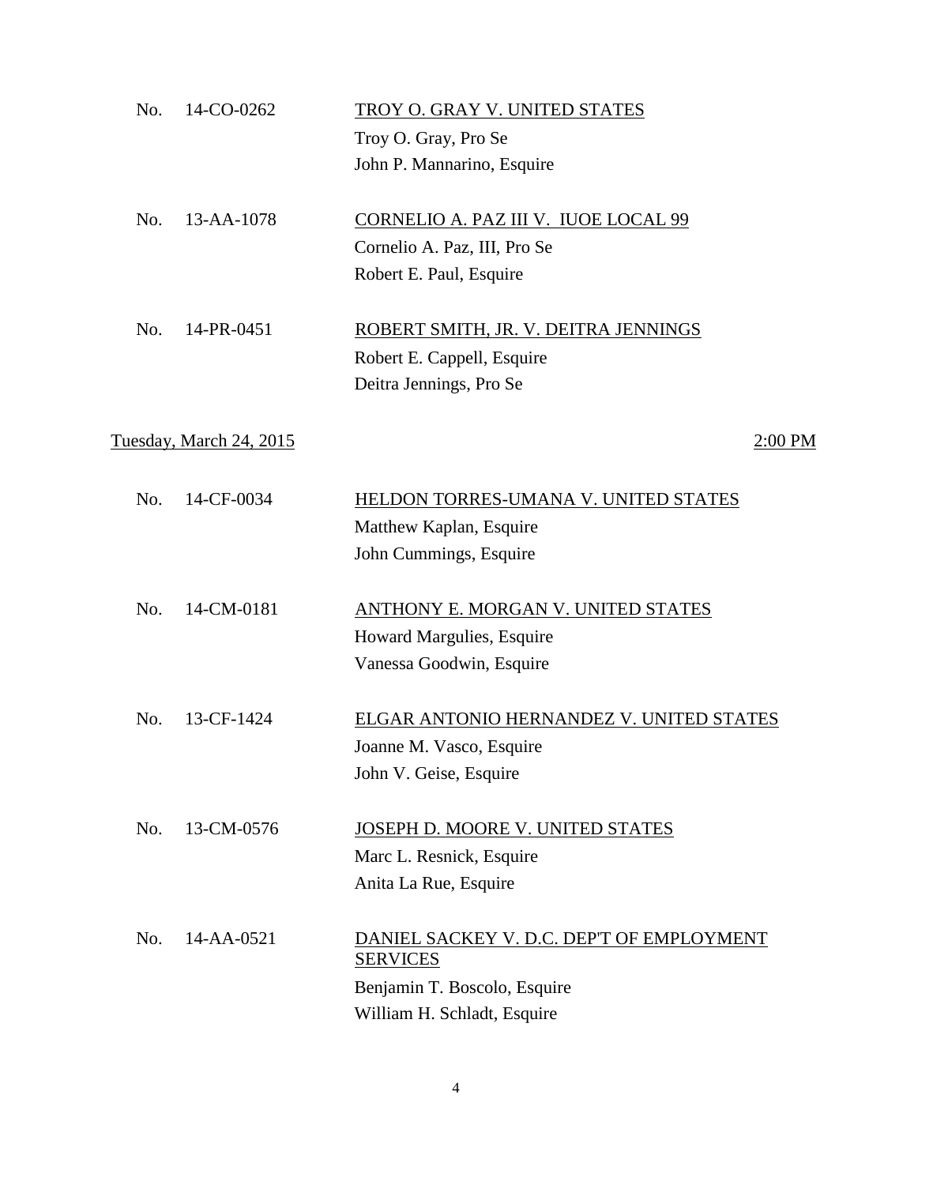No. 14-CO-0262 TROY O. GRAY V. UNITED STATES
Troy O. Gray, Pro Se
John P. Mannarino, Esquire

No. 13-AA-1078 CORNELIO A. PAZ III V. IUOE LOCAL 99
Cornelio A. Paz, III, Pro Se
Robert E. Paul, Esquire

No. 14-PR-0451 ROBERT SMITH, JR. V. DEITRA JENNINGS
Robert E. Cappell, Esquire
Deitra Jennings, Pro Se

Tuesday, March 24, 2015 2:00 PM

No. 14-CF-0034 HELDON TORRES-UMANA V. UNITED STATES
Matthew Kaplan, Esquire
John Cummings, Esquire

No. 14-CM-0181 ANTHONY E. MORGAN V. UNITED STATES
Howard Margulies, Esquire
Vanessa Goodwin, Esquire

No. 13-CF-1424 ELGAR ANTONIO HERNANDEZ V. UNITED STATES
Joanne M. Vasco, Esquire
John V. Geise, Esquire

No. 13-CM-0576 JOSEPH D. MOORE V. UNITED STATES
Marc L. Resnick, Esquire
Anita La Rue, Esquire

No. 14-AA-0521 DANIEL SACKEY V. D.C. DEP'T OF EMPLOYMENT SERVICES
Benjamin T. Boscolo, Esquire
William H. Schladt, Esquire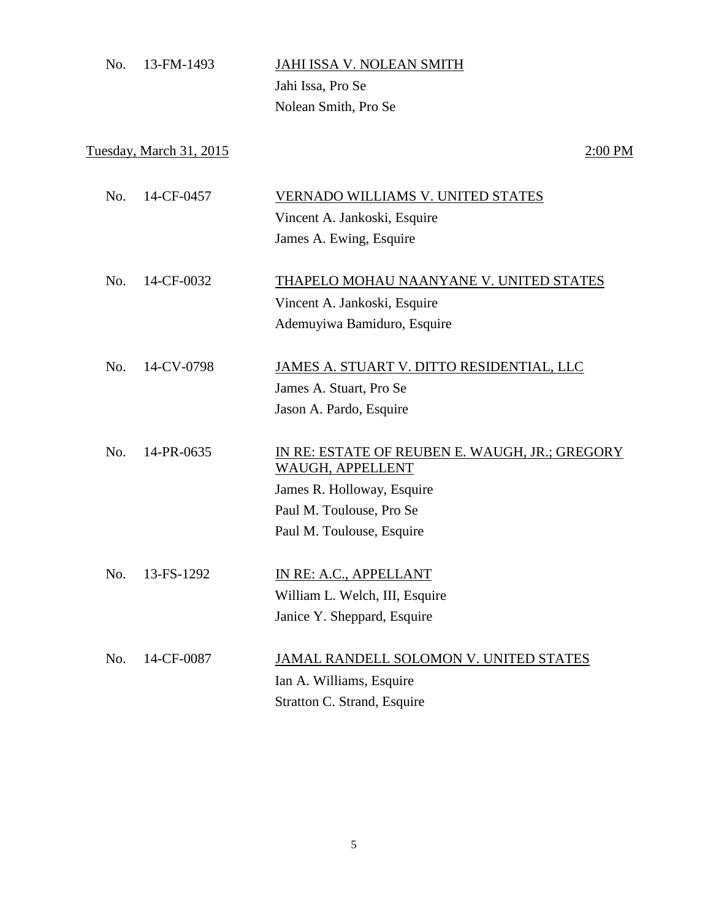No. 13-FM-1493 — <u>JAHI ISSA V. NOLEAN SMITH</u>
Jahi Issa, Pro Se
Nolean Smith, Pro Se

<u>Tuesday, March 31, 2015</u> — <u>2:00 PM</u>

No. 14-CF-0457 — <u>VERNADO WILLIAMS V. UNITED STATES</u>
Vincent A. Jankoski, Esquire
James A. Ewing, Esquire

No. 14-CF-0032 — <u>THAPELO MOHAU NAANYANE V. UNITED STATES</u>
Vincent A. Jankoski, Esquire
Ademuyiwa Bamiduro, Esquire

No. 14-CV-0798 — <u>JAMES A. STUART V. DITTO RESIDENTIAL, LLC</u>
James A. Stuart, Pro Se
Jason A. Pardo, Esquire

No. 14-PR-0635 — <u>IN RE: ESTATE OF REUBEN E. WAUGH, JR.; GREGORY WAUGH, APPELLANT</u>
James R. Holloway, Esquire
Paul M. Toulouse, Pro Se
Paul M. Toulouse, Esquire

No. 13-FS-1292 — <u>IN RE: A.C., APPELLANT</u>
William L. Welch, III, Esquire
Janice Y. Sheppard, Esquire

No. 14-CF-0087 — <u>JAMAL RANDELL SOLOMON V. UNITED STATES</u>
Ian A. Williams, Esquire
Stratton C. Strand, Esquire